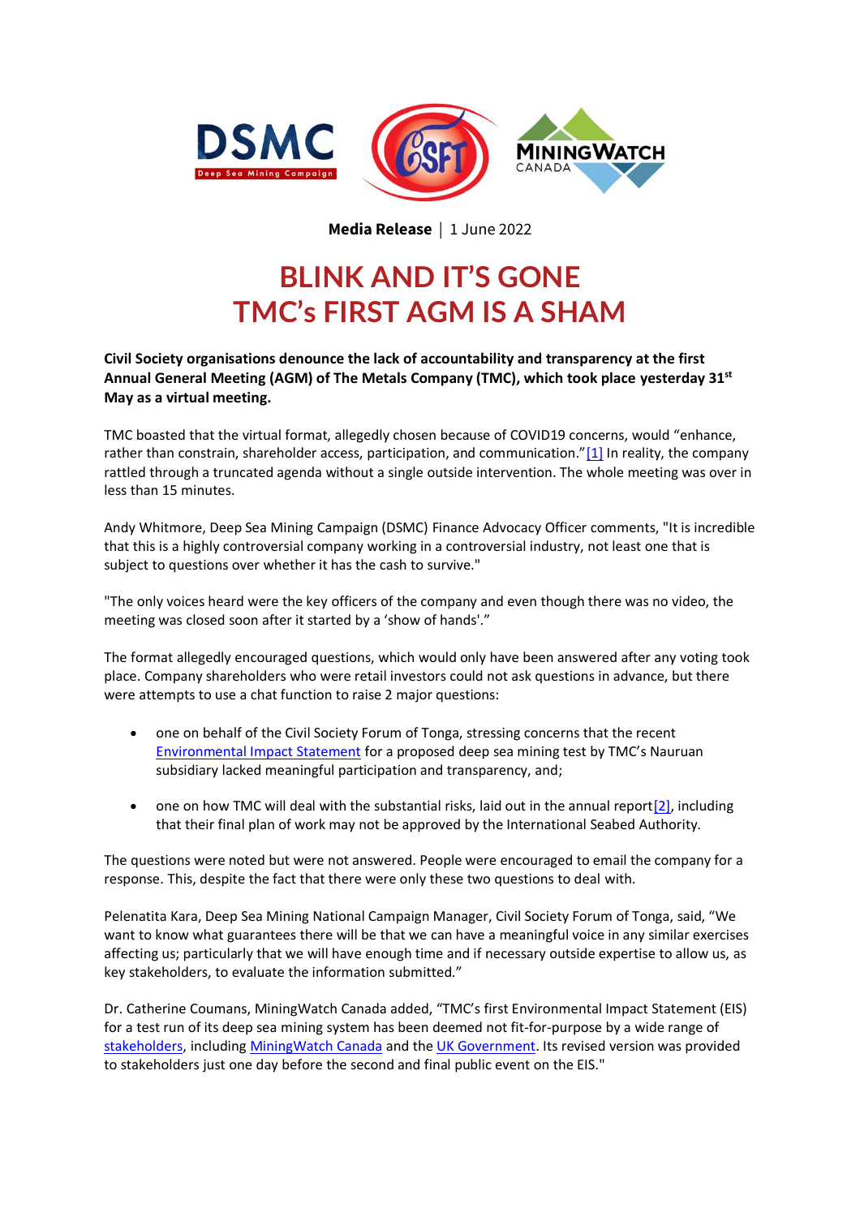**Media Release** | 1 June 2022

# BLINK AND IT'S GONE
# TMC's FIRST AGM IS A SHAM

**Civil Society organisations denounce the lack of accountability and transparency at the first Annual General Meeting (AGM) of The Metals Company (TMC), which took place yesterday 31st May as a virtual meeting.**

TMC boasted that the virtual format, allegedly chosen because of COVID19 concerns, would "enhance, rather than constrain, shareholder access, participation, and communication."[1] In reality, the company rattled through a truncated agenda without a single outside intervention. The whole meeting was over in less than 15 minutes.

Andy Whitmore, Deep Sea Mining Campaign (DSMC) Finance Advocacy Officer comments, "It is incredible that this is a highly controversial company working in a controversial industry, not least one that is subject to questions over whether it has the cash to survive."

"The only voices heard were the key officers of the company and even though there was no video, the meeting was closed soon after it started by a 'show of hands'."

The format allegedly encouraged questions, which would only have been answered after any voting took place. Company shareholders who were retail investors could not ask questions in advance, but there were attempts to use a chat function to raise 2 major questions:

- one on behalf of the Civil Society Forum of Tonga, stressing concerns that the recent Environmental Impact Statement for a proposed deep sea mining test by TMC's Nauruan subsidiary lacked meaningful participation and transparency, and;
- one on how TMC will deal with the substantial risks, laid out in the annual report[2], including that their final plan of work may not be approved by the International Seabed Authority.

The questions were noted but were not answered. People were encouraged to email the company for a response. This, despite the fact that there were only these two questions to deal with.

Pelenatita Kara, Deep Sea Mining National Campaign Manager, Civil Society Forum of Tonga, said, "We want to know what guarantees there will be that we can have a meaningful voice in any similar exercises affecting us; particularly that we will have enough time and if necessary outside expertise to allow us, as key stakeholders, to evaluate the information submitted."

Dr. Catherine Coumans, MiningWatch Canada added, "TMC's first Environmental Impact Statement (EIS) for a test run of its deep sea mining system has been deemed not fit-for-purpose by a wide range of stakeholders, including MiningWatch Canada and the UK Government. Its revised version was provided to stakeholders just one day before the second and final public event on the EIS."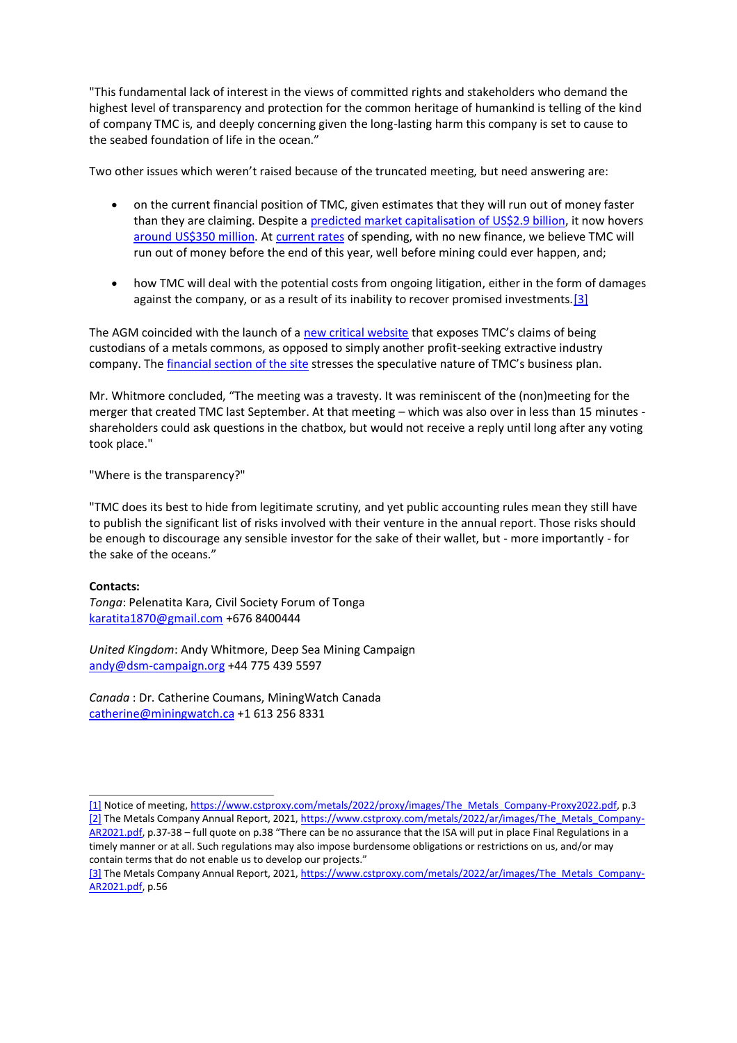"This fundamental lack of interest in the views of committed rights and stakeholders who demand the highest level of transparency and protection for the common heritage of humankind is telling of the kind of company TMC is, and deeply concerning given the long-lasting harm this company is set to cause to the seabed foundation of life in the ocean."

Two other issues which weren't raised because of the truncated meeting, but need answering are:

- on the current financial position of TMC, given estimates that they will run out of money faster than they are claiming. Despite a predicted market capitalisation of US$2.9 billion, it now hovers around US$350 million. At current rates of spending, with no new finance, we believe TMC will run out of money before the end of this year, well before mining could ever happen, and;
- how TMC will deal with the potential costs from ongoing litigation, either in the form of damages against the company, or as a result of its inability to recover promised investments.[3]

The AGM coincided with the launch of a new critical website that exposes TMC's claims of being custodians of a metals commons, as opposed to simply another profit-seeking extractive industry company. The financial section of the site stresses the speculative nature of TMC's business plan.

Mr. Whitmore concluded, "The meeting was a travesty. It was reminiscent of the (non)meeting for the merger that created TMC last September. At that meeting – which was also over in less than 15 minutes - shareholders could ask questions in the chatbox, but would not receive a reply until long after any voting took place."

"Where is the transparency?"

"TMC does its best to hide from legitimate scrutiny, and yet public accounting rules mean they still have to publish the significant list of risks involved with their venture in the annual report. Those risks should be enough to discourage any sensible investor for the sake of their wallet, but - more importantly - for the sake of the oceans."

**Contacts:**

*Tonga*: Pelenatita Kara, Civil Society Forum of Tonga
karatita1870@gmail.com +676 8400444

*United Kingdom*: Andy Whitmore, Deep Sea Mining Campaign
andy@dsm-campaign.org +44 775 439 5597

*Canada* : Dr. Catherine Coumans, MiningWatch Canada
catherine@miningwatch.ca +1 613 256 8331

---

[1] Notice of meeting, https://www.cstproxy.com/metals/2022/proxy/images/The_Metals_Company-Proxy2022.pdf, p.3

[2] The Metals Company Annual Report, 2021, https://www.cstproxy.com/metals/2022/ar/images/The_Metals_Company-AR2021.pdf, p.37-38 – full quote on p.38 "There can be no assurance that the ISA will put in place Final Regulations in a timely manner or at all. Such regulations may also impose burdensome obligations or restrictions on us, and/or may contain terms that do not enable us to develop our projects."

[3] The Metals Company Annual Report, 2021, https://www.cstproxy.com/metals/2022/ar/images/The_Metals_Company-AR2021.pdf, p.56